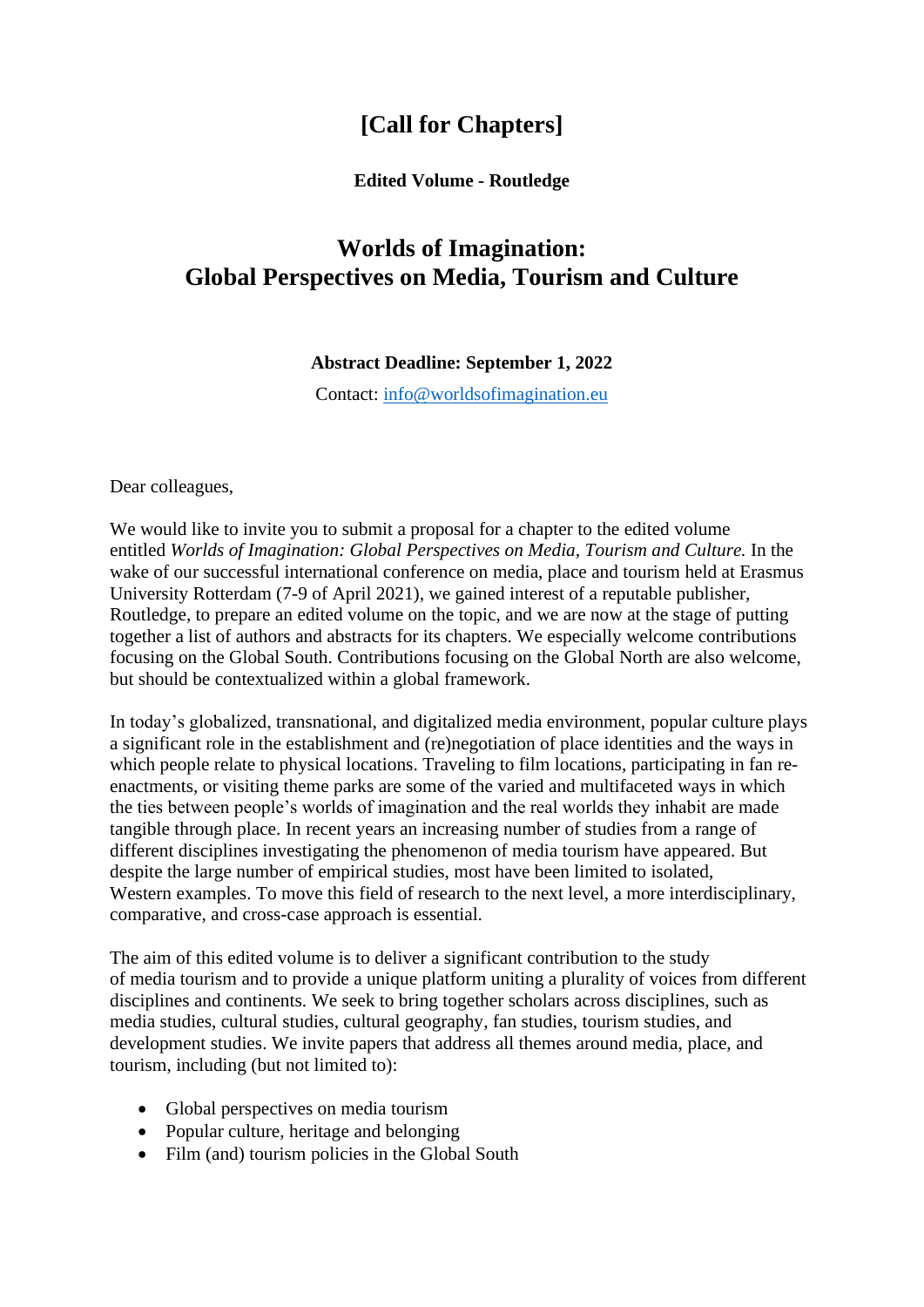# [Call for Chapters]

**Edited Volume - Routledge**

## Worlds of Imagination: Global Perspectives on Media, Tourism and Culture

**Abstract Deadline: September 1, 2022**

Contact: info@worldsofimagination.eu

Dear colleagues,

We would like to invite you to submit a proposal for a chapter to the edited volume entitled *Worlds of Imagination: Global Perspectives on Media, Tourism and Culture.* In the wake of our successful international conference on media, place and tourism held at Erasmus University Rotterdam (7-9 of April 2021), we gained interest of a reputable publisher, Routledge, to prepare an edited volume on the topic, and we are now at the stage of putting together a list of authors and abstracts for its chapters. We especially welcome contributions focusing on the Global South. Contributions focusing on the Global North are also welcome, but should be contextualized within a global framework.

In today's globalized, transnational, and digitalized media environment, popular culture plays a significant role in the establishment and (re)negotiation of place identities and the ways in which people relate to physical locations. Traveling to film locations, participating in fan re-enactments, or visiting theme parks are some of the varied and multifaceted ways in which the ties between people's worlds of imagination and the real worlds they inhabit are made tangible through place. In recent years an increasing number of studies from a range of different disciplines investigating the phenomenon of media tourism have appeared. But despite the large number of empirical studies, most have been limited to isolated, Western examples. To move this field of research to the next level, a more interdisciplinary, comparative, and cross-case approach is essential.

The aim of this edited volume is to deliver a significant contribution to the study of media tourism and to provide a unique platform uniting a plurality of voices from different disciplines and continents. We seek to bring together scholars across disciplines, such as media studies, cultural studies, cultural geography, fan studies, tourism studies, and development studies. We invite papers that address all themes around media, place, and tourism, including (but not limited to):

- Global perspectives on media tourism
- Popular culture, heritage and belonging
- Film (and) tourism policies in the Global South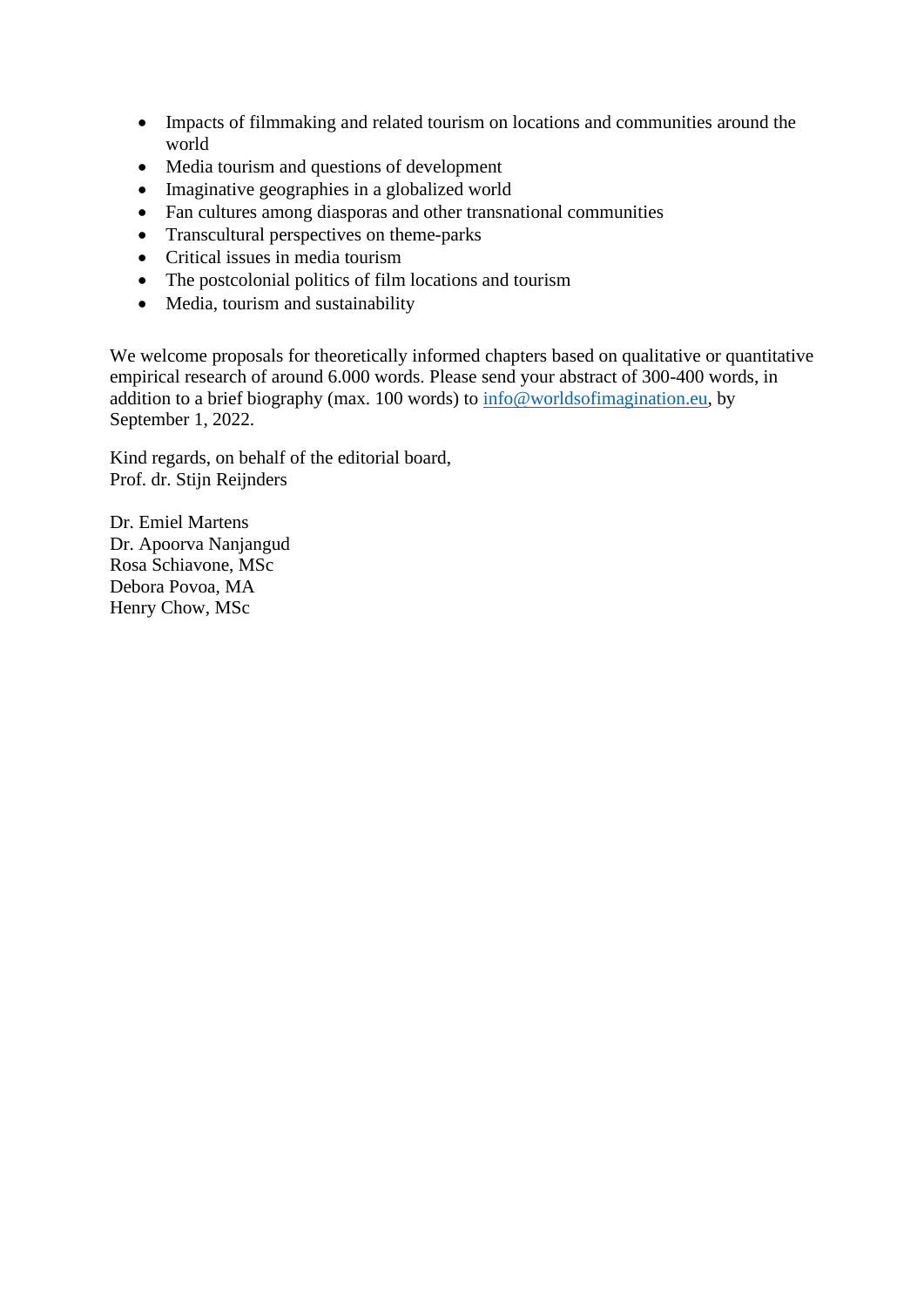- Impacts of filmmaking and related tourism on locations and communities around the world
- Media tourism and questions of development
- Imaginative geographies in a globalized world
- Fan cultures among diasporas and other transnational communities
- Transcultural perspectives on theme-parks
- Critical issues in media tourism
- The postcolonial politics of film locations and tourism
- Media, tourism and sustainability

We welcome proposals for theoretically informed chapters based on qualitative or quantitative empirical research of around 6.000 words. Please send your abstract of 300-400 words, in addition to a brief biography (max. 100 words) to info@worldsofimagination.eu, by September 1, 2022.

Kind regards, on behalf of the editorial board,
Prof. dr. Stijn Reijnders

Dr. Emiel Martens
Dr. Apoorva Nanjangud
Rosa Schiavone, MSc
Debora Povoa, MA
Henry Chow, MSc